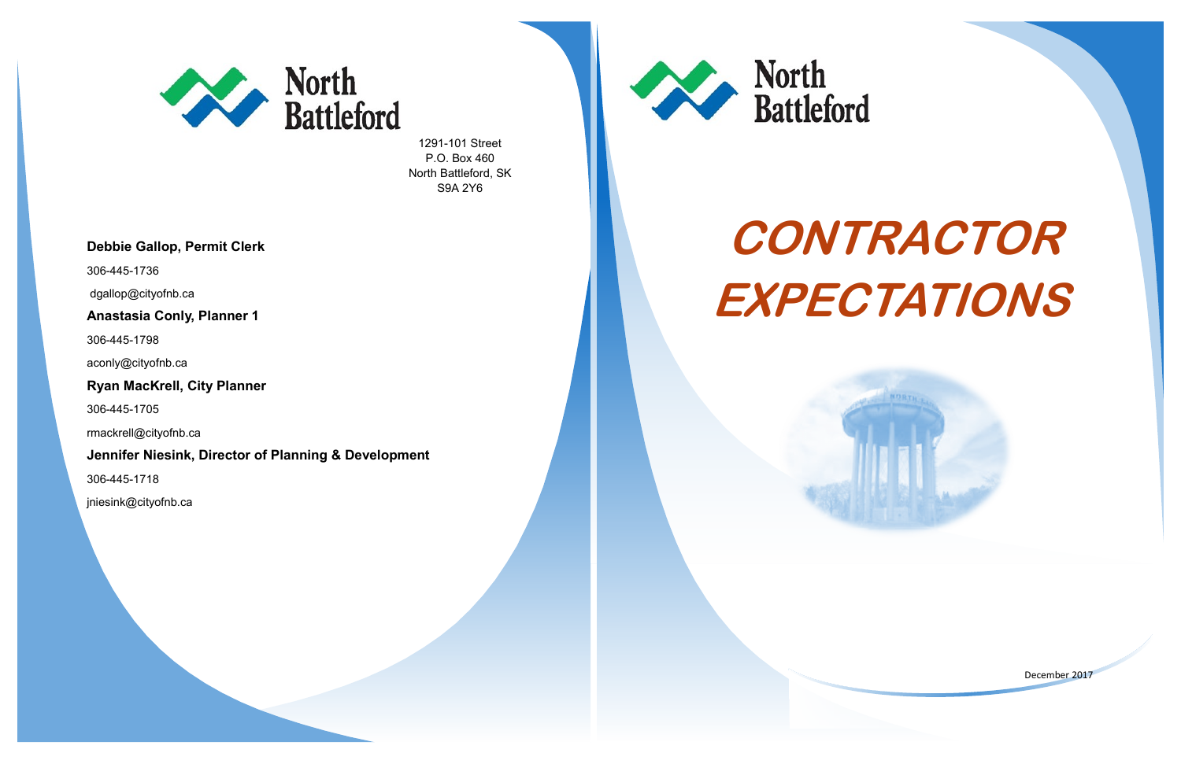North Battleford

1291-101 Street
P.O. Box 460
North Battleford, SK
S9A 2Y6

**Debbie Gallop, Permit Clerk**

306-445-1736

dgallop@cityofnb.ca

**Anastasia Conly, Planner 1**

306-445-1798

aconly@cityofnb.ca

**Ryan MacKrell, City Planner**

306-445-1705

rmackrell@cityofnb.ca

**Jennifer Niesink, Director of Planning & Development**

306-445-1718

jniesink@cityofnb.ca

North Battleford

# CONTRACTOR EXPECTATIONS

December 2017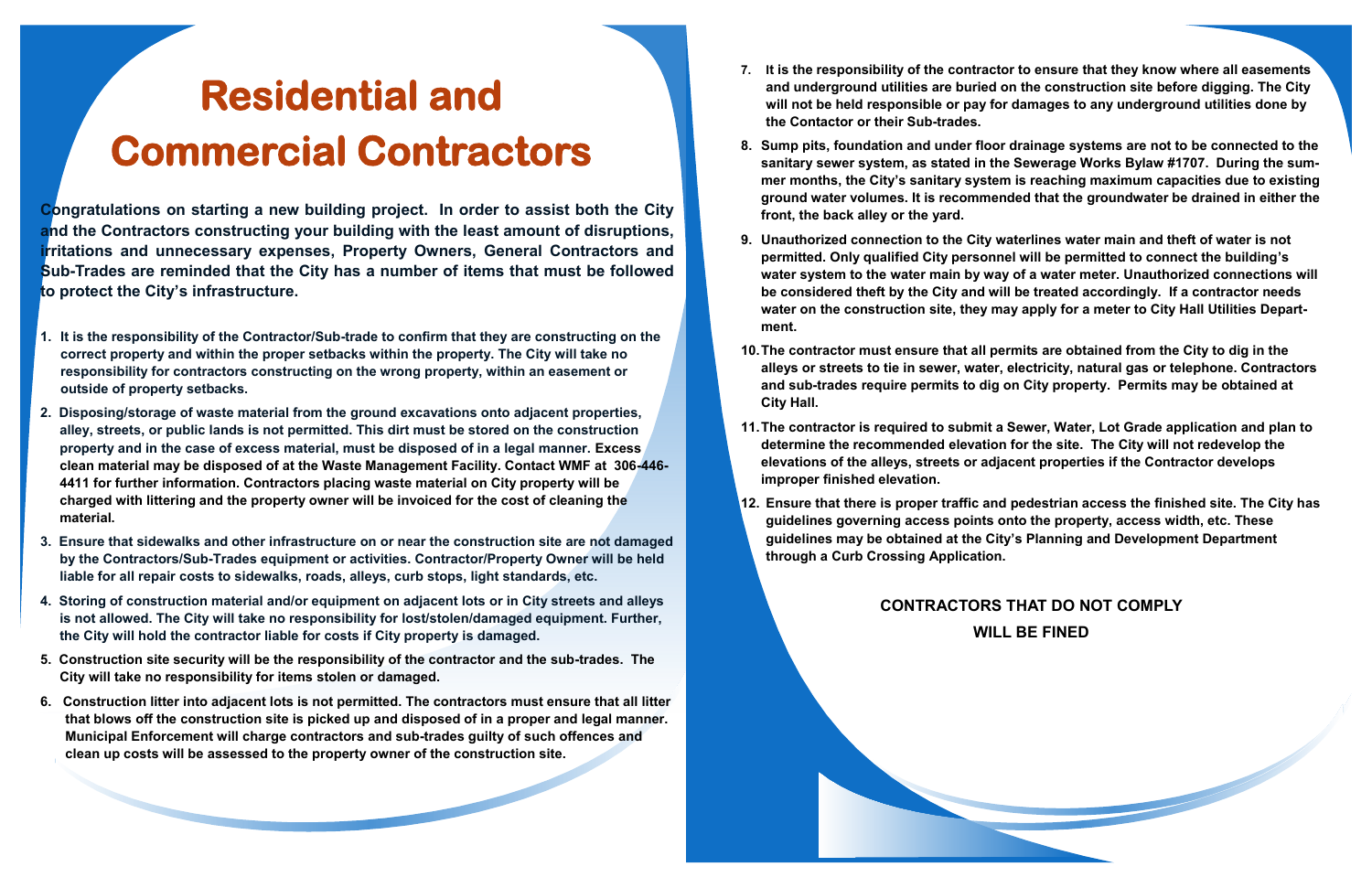# Residential and Commercial Contractors

**Congratulations on starting a new building project. In order to assist both the City and the Contractors constructing your building with the least amount of disruptions, irritations and unnecessary expenses, Property Owners, General Contractors and Sub-Trades are reminded that the City has a number of items that must be followed to protect the City's infrastructure.**

1. **It is the responsibility of the Contractor/Sub-trade to confirm that they are constructing on the correct property and within the proper setbacks within the property. The City will take no responsibility for contractors constructing on the wrong property, within an easement or outside of property setbacks.**
2. **Disposing/storage of waste material from the ground excavations onto adjacent properties, alley, streets, or public lands is not permitted. This dirt must be stored on the construction property and in the case of excess material, must be disposed of in a legal manner. Excess clean material may be disposed of at the Waste Management Facility. Contact WMF at 306-446-4411 for further information. Contractors placing waste material on City property will be charged with littering and the property owner will be invoiced for the cost of cleaning the material.**
3. **Ensure that sidewalks and other infrastructure on or near the construction site are not damaged by the Contractors/Sub-Trades equipment or activities. Contractor/Property Owner will be held liable for all repair costs to sidewalks, roads, alleys, curb stops, light standards, etc.**
4. **Storing of construction material and/or equipment on adjacent lots or in City streets and alleys is not allowed. The City will take no responsibility for lost/stolen/damaged equipment. Further, the City will hold the contractor liable for costs if City property is damaged.**
5. **Construction site security will be the responsibility of the contractor and the sub-trades. The City will take no responsibility for items stolen or damaged.**
6. **Construction litter into adjacent lots is not permitted. The contractors must ensure that all litter that blows off the construction site is picked up and disposed of in a proper and legal manner. Municipal Enforcement will charge contractors and sub-trades guilty of such offences and clean up costs will be assessed to the property owner of the construction site.**
7. **It is the responsibility of the contractor to ensure that they know where all easements and underground utilities are buried on the construction site before digging. The City will not be held responsible or pay for damages to any underground utilities done by the Contactor or their Sub-trades.**
8. **Sump pits, foundation and under floor drainage systems are not to be connected to the sanitary sewer system, as stated in the Sewerage Works Bylaw #1707. During the summer months, the City's sanitary system is reaching maximum capacities due to existing ground water volumes. It is recommended that the groundwater be drained in either the front, the back alley or the yard.**
9. **Unauthorized connection to the City waterlines water main and theft of water is not permitted. Only qualified City personnel will be permitted to connect the building's water system to the water main by way of a water meter. Unauthorized connections will be considered theft by the City and will be treated accordingly. If a contractor needs water on the construction site, they may apply for a meter to City Hall Utilities Department.**
10. **The contractor must ensure that all permits are obtained from the City to dig in the alleys or streets to tie in sewer, water, electricity, natural gas or telephone. Contractors and sub-trades require permits to dig on City property. Permits may be obtained at City Hall.**
11. **The contractor is required to submit a Sewer, Water, Lot Grade application and plan to determine the recommended elevation for the site. The City will not redevelop the elevations of the alleys, streets or adjacent properties if the Contractor develops improper finished elevation.**
12. **Ensure that there is proper traffic and pedestrian access the finished site. The City has guidelines governing access points onto the property, access width, etc. These guidelines may be obtained at the City's Planning and Development Department through a Curb Crossing Application.**

**CONTRACTORS THAT DO NOT COMPLY WILL BE FINED**